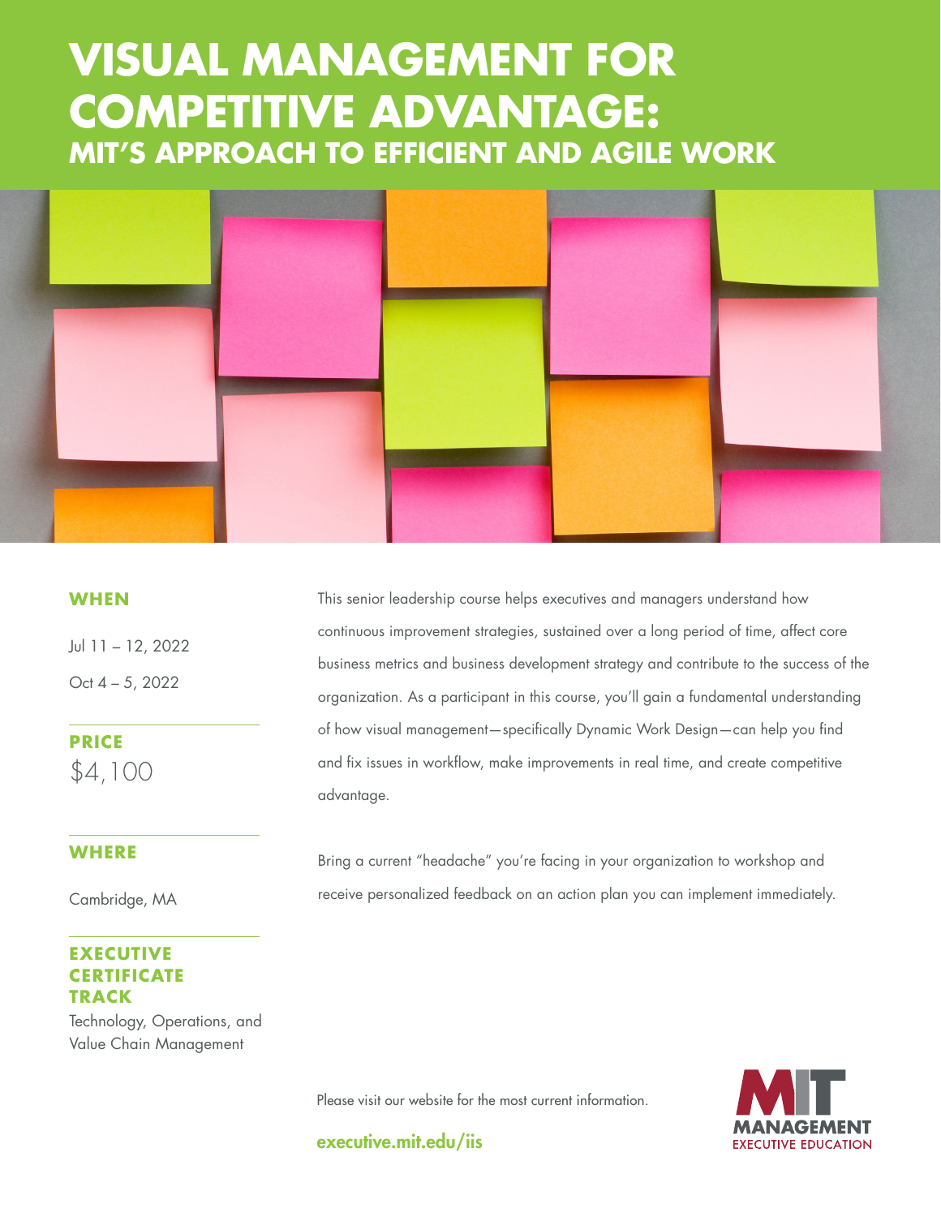# VISUAL MANAGEMENT FOR COMPETITIVE ADVANTAGE:

## MIT'S APPROACH TO EFFICIENT AND AGILE WORK

### WHEN

Jul 11 – 12, 2022

Oct 4 – 5, 2022

### PRICE

$4,100

### WHERE

Cambridge, MA

### EXECUTIVE CERTIFICATE TRACK

Technology, Operations, and Value Chain Management

This senior leadership course helps executives and managers understand how continuous improvement strategies, sustained over a long period of time, affect core business metrics and business development strategy and contribute to the success of the organization. As a participant in this course, you'll gain a fundamental understanding of how visual management—specifically Dynamic Work Design—can help you find and fix issues in workflow, make improvements in real time, and create competitive advantage.

Bring a current "headache" you're facing in your organization to workshop and receive personalized feedback on an action plan you can implement immediately.

Please visit our website for the most current information.

executive.mit.edu/iis

MIT MANAGEMENT EXECUTIVE EDUCATION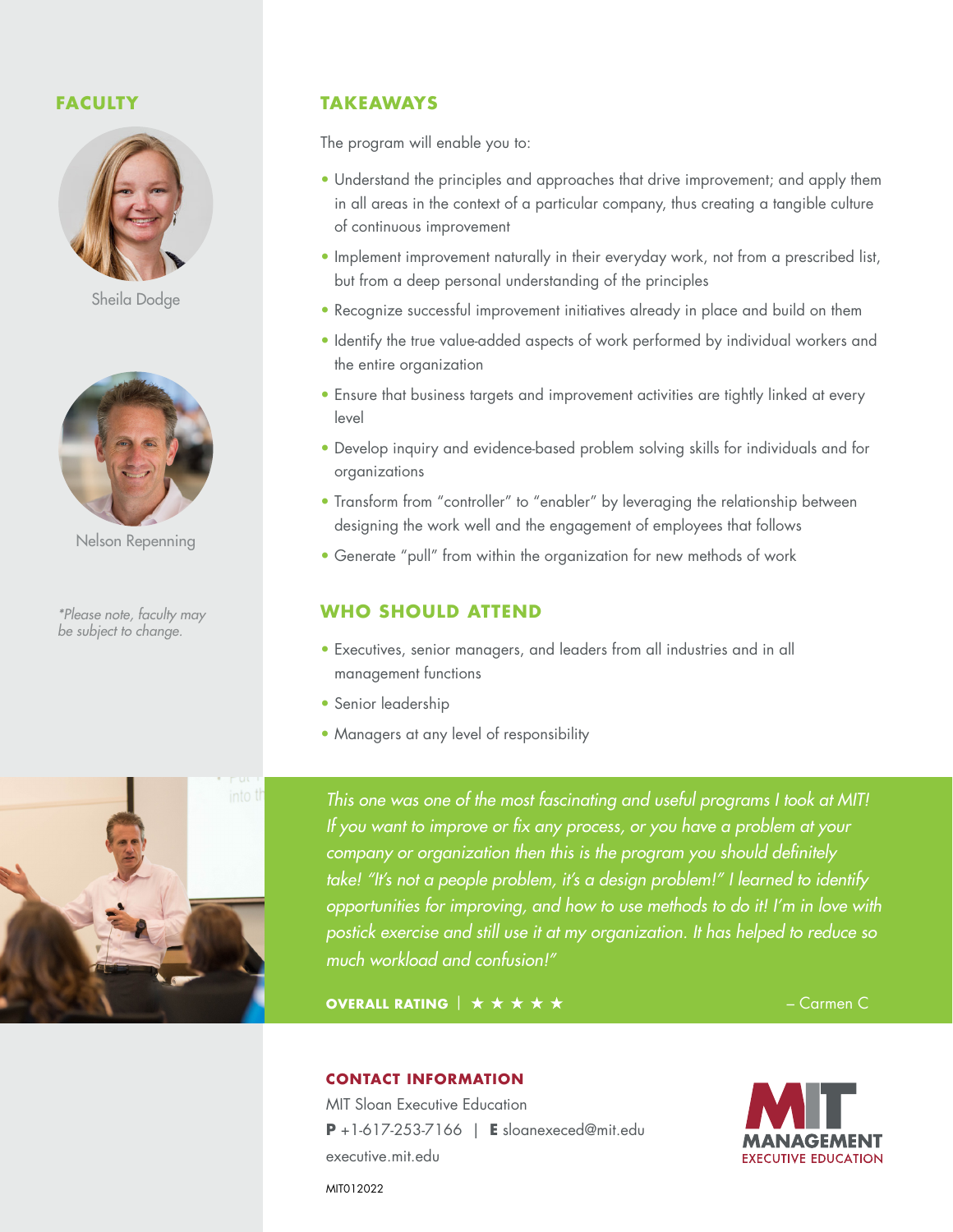## FACULTY

Sheila Dodge

Nelson Repenning

*\*Please note, faculty may be subject to change.*

## TAKEAWAYS

The program will enable you to:

- Understand the principles and approaches that drive improvement; and apply them in all areas in the context of a particular company, thus creating a tangible culture of continuous improvement
- Implement improvement naturally in their everyday work, not from a prescribed list, but from a deep personal understanding of the principles
- Recognize successful improvement initiatives already in place and build on them
- Identify the true value-added aspects of work performed by individual workers and the entire organization
- Ensure that business targets and improvement activities are tightly linked at every level
- Develop inquiry and evidence-based problem solving skills for individuals and for organizations
- Transform from "controller" to "enabler" by leveraging the relationship between designing the work well and the engagement of employees that follows
- Generate "pull" from within the organization for new methods of work

## WHO SHOULD ATTEND

- Executives, senior managers, and leaders from all industries and in all management functions
- Senior leadership
- Managers at any level of responsibility

*This one was one of the most fascinating and useful programs I took at MIT! If you want to improve or fix any process, or you have a problem at your company or organization then this is the program you should definitely take! "It's not a people problem, it's a design problem!" I learned to identify opportunities for improving, and how to use methods to do it! I'm in love with postick exercise and still use it at my organization. It has helped to reduce so much workload and confusion!"*

**OVERALL RATING** | ★ ★ ★ ★ ★

– Carmen C

### CONTACT INFORMATION

MIT Sloan Executive Education

**P** +1-617-253-7166 | **E** sloanexeced@mit.edu

executive.mit.edu

MIT MANAGEMENT EXECUTIVE EDUCATION

MIT012022